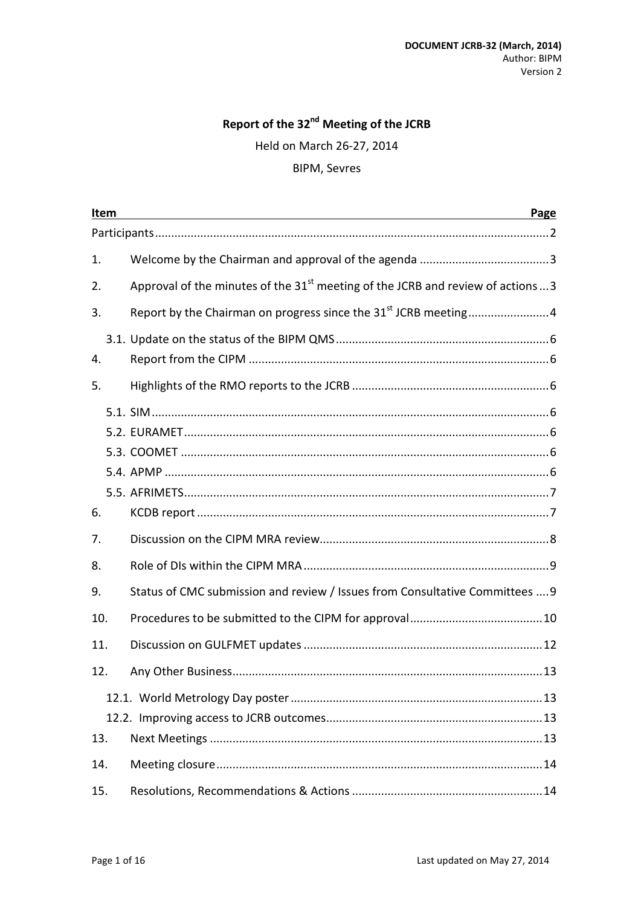**DOCUMENT JCRB-32 (March, 2014)**
Author: BIPM
Version 2

# Report of the 32nd Meeting of the JCRB

Held on March 26-27, 2014

BIPM, Sevres

| Item | Page |
|---|---|
| Participants | 2 |
| 1. Welcome by the Chairman and approval of the agenda | 3 |
| 2. Approval of the minutes of the 31st meeting of the JCRB and review of actions | 3 |
| 3. Report by the Chairman on progress since the 31st JCRB meeting | 4 |
| 3.1. Update on the status of the BIPM QMS | 6 |
| 4. Report from the CIPM | 6 |
| 5. Highlights of the RMO reports to the JCRB | 6 |
| 5.1. SIM | 6 |
| 5.2. EURAMET | 6 |
| 5.3. COOMET | 6 |
| 5.4. APMP | 6 |
| 5.5. AFRIMETS | 7 |
| 6. KCDB report | 7 |
| 7. Discussion on the CIPM MRA review | 8 |
| 8. Role of DIs within the CIPM MRA | 9 |
| 9. Status of CMC submission and review / Issues from Consultative Committees | 9 |
| 10. Procedures to be submitted to the CIPM for approval | 10 |
| 11. Discussion on GULFMET updates | 12 |
| 12. Any Other Business | 13 |
| 12.1. World Metrology Day poster | 13 |
| 12.2. Improving access to JCRB outcomes | 13 |
| 13. Next Meetings | 13 |
| 14. Meeting closure | 14 |
| 15. Resolutions, Recommendations & Actions | 14 |

Last updated on May 27, 2014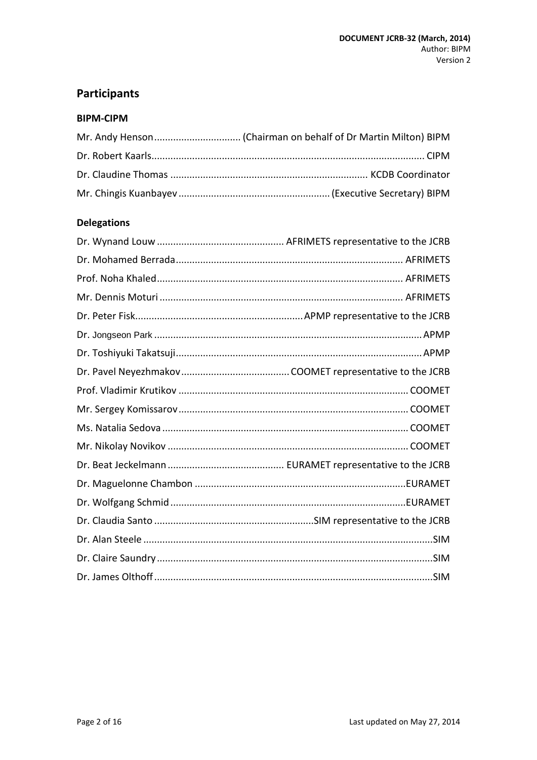## Participants

### BIPM-CIPM

Mr. Andy Henson................................ (Chairman on behalf of Dr Martin Milton) BIPM

Dr. Robert Kaarls.................................................................................................... CIPM

Dr. Claudine Thomas ........................................................................ KCDB Coordinator

Mr. Chingis Kuanbayev ........................................................ (Executive Secretary) BIPM

### Delegations

Dr. Wynand Louw ............................................... AFRIMETS representative to the JCRB

Dr. Mohamed Berrada.................................................................................... AFRIMETS

Prof. Noha Khaled........................................................................................... AFRIMETS

Mr. Dennis Moturi .......................................................................................... AFRIMETS

Dr. Peter Fisk.............................................................. APMP representative to the JCRB

Dr. Jongseon Park ................................................................................................ APMP

Dr. Toshiyuki Takatsuji........................................................................................... APMP

Dr. Pavel Neyezhmakov........................................ COOMET representative to the JCRB

Prof. Vladimir Krutikov .................................................................................... COOMET

Mr. Sergey Komissarov..................................................................................... COOMET

Ms. Natalia Sedova .......................................................................................... COOMET

Mr. Nikolay Novikov ........................................................................................ COOMET

Dr. Beat Jeckelmann ........................................... EURAMET representative to the JCRB

Dr. Maguelonne Chambon .............................................................................EURAMET

Dr. Wolfgang Schmid......................................................................................EURAMET

Dr. Claudia Santo ...........................................................SIM representative to the JCRB

Dr. Alan Steele ..........................................................................................................SIM

Dr. Claire Saundry.....................................................................................................SIM

Dr. James Olthoff......................................................................................................SIM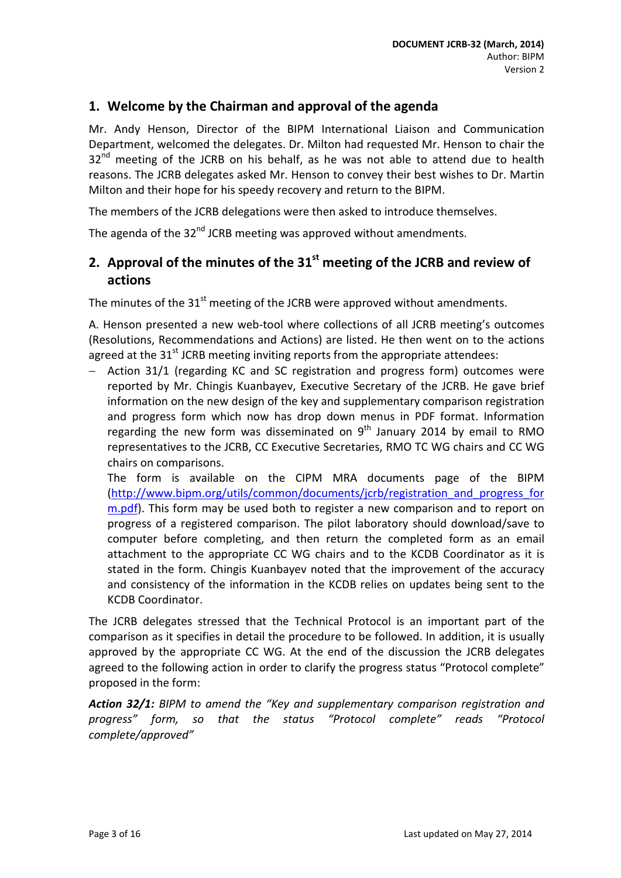## 1. Welcome by the Chairman and approval of the agenda

Mr. Andy Henson, Director of the BIPM International Liaison and Communication Department, welcomed the delegates. Dr. Milton had requested Mr. Henson to chair the 32nd meeting of the JCRB on his behalf, as he was not able to attend due to health reasons. The JCRB delegates asked Mr. Henson to convey their best wishes to Dr. Martin Milton and their hope for his speedy recovery and return to the BIPM.

The members of the JCRB delegations were then asked to introduce themselves.

The agenda of the 32nd JCRB meeting was approved without amendments.

## 2. Approval of the minutes of the 31st meeting of the JCRB and review of actions

The minutes of the 31st meeting of the JCRB were approved without amendments.

A. Henson presented a new web-tool where collections of all JCRB meeting's outcomes (Resolutions, Recommendations and Actions) are listed. He then went on to the actions agreed at the 31st JCRB meeting inviting reports from the appropriate attendees:

- Action 31/1 (regarding KC and SC registration and progress form) outcomes were reported by Mr. Chingis Kuanbayev, Executive Secretary of the JCRB. He gave brief information on the new design of the key and supplementary comparison registration and progress form which now has drop down menus in PDF format. Information regarding the new form was disseminated on 9th January 2014 by email to RMO representatives to the JCRB, CC Executive Secretaries, RMO TC WG chairs and CC WG chairs on comparisons.

  The form is available on the CIPM MRA documents page of the BIPM (http://www.bipm.org/utils/common/documents/jcrb/registration_and_progress_form.pdf). This form may be used both to register a new comparison and to report on progress of a registered comparison. The pilot laboratory should download/save to computer before completing, and then return the completed form as an email attachment to the appropriate CC WG chairs and to the KCDB Coordinator as it is stated in the form. Chingis Kuanbayev noted that the improvement of the accuracy and consistency of the information in the KCDB relies on updates being sent to the KCDB Coordinator.

The JCRB delegates stressed that the Technical Protocol is an important part of the comparison as it specifies in detail the procedure to be followed. In addition, it is usually approved by the appropriate CC WG. At the end of the discussion the JCRB delegates agreed to the following action in order to clarify the progress status "Protocol complete" proposed in the form:

***Action 32/1:*** *BIPM to amend the "Key and supplementary comparison registration and progress" form, so that the status "Protocol complete" reads "Protocol complete/approved"*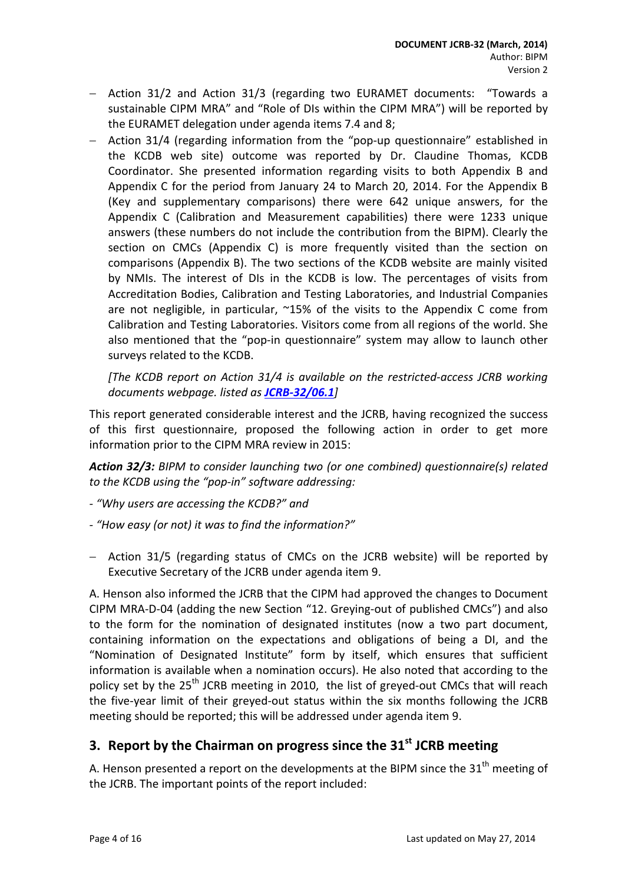- Action 31/2 and Action 31/3 (regarding two EURAMET documents: "Towards a sustainable CIPM MRA" and "Role of DIs within the CIPM MRA") will be reported by the EURAMET delegation under agenda items 7.4 and 8;
- Action 31/4 (regarding information from the "pop-up questionnaire" established in the KCDB web site) outcome was reported by Dr. Claudine Thomas, KCDB Coordinator. She presented information regarding visits to both Appendix B and Appendix C for the period from January 24 to March 20, 2014. For the Appendix B (Key and supplementary comparisons) there were 642 unique answers, for the Appendix C (Calibration and Measurement capabilities) there were 1233 unique answers (these numbers do not include the contribution from the BIPM). Clearly the section on CMCs (Appendix C) is more frequently visited than the section on comparisons (Appendix B). The two sections of the KCDB website are mainly visited by NMIs. The interest of DIs in the KCDB is low. The percentages of visits from Accreditation Bodies, Calibration and Testing Laboratories, and Industrial Companies are not negligible, in particular, ~15% of the visits to the Appendix C come from Calibration and Testing Laboratories. Visitors come from all regions of the world. She also mentioned that the "pop-in questionnaire" system may allow to launch other surveys related to the KCDB.

  *[The KCDB report on Action 31/4 is available on the restricted-access JCRB working documents webpage. listed as **JCRB-32/06.1**]*

This report generated considerable interest and the JCRB, having recognized the success of this first questionnaire, proposed the following action in order to get more information prior to the CIPM MRA review in 2015:

***Action 32/3:** BIPM to consider launching two (or one combined) questionnaire(s) related to the KCDB using the "pop-in" software addressing:*

*- "Why users are accessing the KCDB?" and*

*- "How easy (or not) it was to find the information?"*

- Action 31/5 (regarding status of CMCs on the JCRB website) will be reported by Executive Secretary of the JCRB under agenda item 9.

A. Henson also informed the JCRB that the CIPM had approved the changes to Document CIPM MRA-D-04 (adding the new Section "12. Greying-out of published CMCs") and also to the form for the nomination of designated institutes (now a two part document, containing information on the expectations and obligations of being a DI, and the "Nomination of Designated Institute" form by itself, which ensures that sufficient information is available when a nomination occurs). He also noted that according to the policy set by the 25th JCRB meeting in 2010, the list of greyed-out CMCs that will reach the five-year limit of their greyed-out status within the six months following the JCRB meeting should be reported; this will be addressed under agenda item 9.

## 3. Report by the Chairman on progress since the 31st JCRB meeting

A. Henson presented a report on the developments at the BIPM since the 31th meeting of the JCRB. The important points of the report included: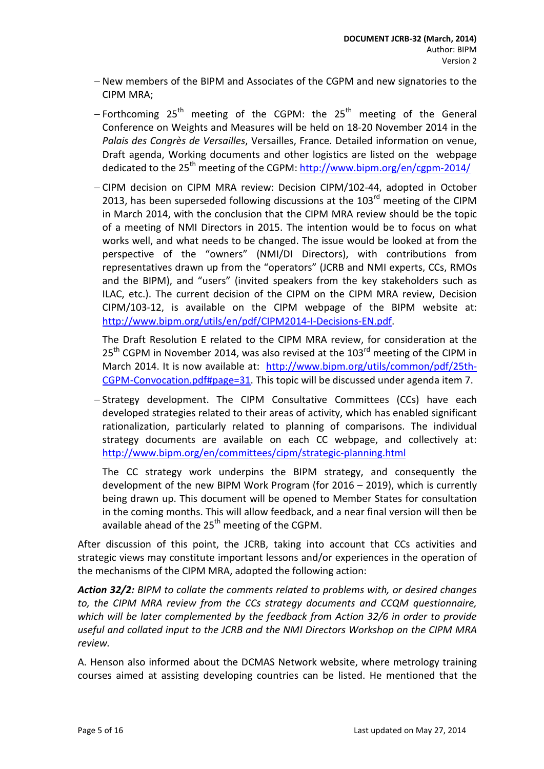- New members of the BIPM and Associates of the CGPM and new signatories to the CIPM MRA;
- Forthcoming 25th meeting of the CGPM: the 25th meeting of the General Conference on Weights and Measures will be held on 18-20 November 2014 in the *Palais des Congrès de Versailles*, Versailles, France. Detailed information on venue, Draft agenda, Working documents and other logistics are listed on the webpage dedicated to the 25th meeting of the CGPM: http://www.bipm.org/en/cgpm-2014/
- CIPM decision on CIPM MRA review: Decision CIPM/102-44, adopted in October 2013, has been superseded following discussions at the 103rd meeting of the CIPM in March 2014, with the conclusion that the CIPM MRA review should be the topic of a meeting of NMI Directors in 2015. The intention would be to focus on what works well, and what needs to be changed. The issue would be looked at from the perspective of the "owners" (NMI/DI Directors), with contributions from representatives drawn up from the "operators" (JCRB and NMI experts, CCs, RMOs and the BIPM), and "users" (invited speakers from the key stakeholders such as ILAC, etc.). The current decision of the CIPM on the CIPM MRA review, Decision CIPM/103-12, is available on the CIPM webpage of the BIPM website at: http://www.bipm.org/utils/en/pdf/CIPM2014-I-Decisions-EN.pdf.

  The Draft Resolution E related to the CIPM MRA review, for consideration at the 25th CGPM in November 2014, was also revised at the 103rd meeting of the CIPM in March 2014. It is now available at: http://www.bipm.org/utils/common/pdf/25th-CGPM-Convocation.pdf#page=31. This topic will be discussed under agenda item 7.
- Strategy development. The CIPM Consultative Committees (CCs) have each developed strategies related to their areas of activity, which has enabled significant rationalization, particularly related to planning of comparisons. The individual strategy documents are available on each CC webpage, and collectively at: http://www.bipm.org/en/committees/cipm/strategic-planning.html

  The CC strategy work underpins the BIPM strategy, and consequently the development of the new BIPM Work Program (for 2016 – 2019), which is currently being drawn up. This document will be opened to Member States for consultation in the coming months. This will allow feedback, and a near final version will then be available ahead of the 25th meeting of the CGPM.

After discussion of this point, the JCRB, taking into account that CCs activities and strategic views may constitute important lessons and/or experiences in the operation of the mechanisms of the CIPM MRA, adopted the following action:

***Action 32/2:*** *BIPM to collate the comments related to problems with, or desired changes to, the CIPM MRA review from the CCs strategy documents and CCQM questionnaire, which will be later complemented by the feedback from Action 32/6 in order to provide useful and collated input to the JCRB and the NMI Directors Workshop on the CIPM MRA review.*

A. Henson also informed about the DCMAS Network website, where metrology training courses aimed at assisting developing countries can be listed. He mentioned that the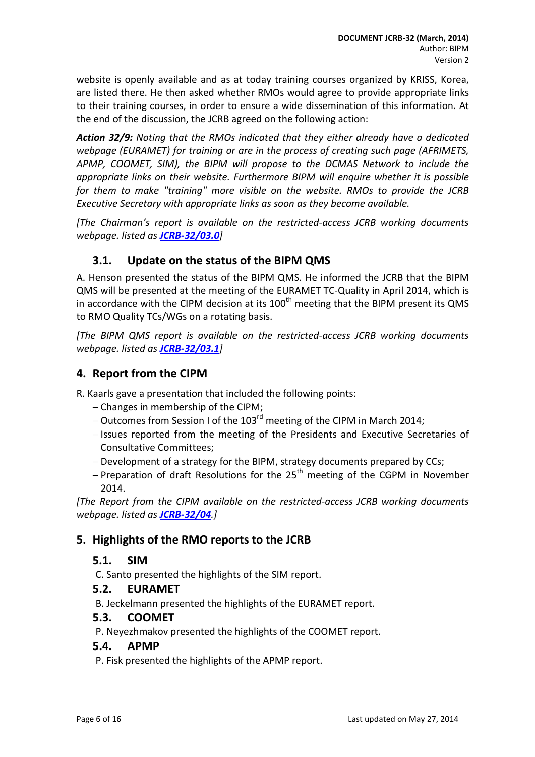website is openly available and as at today training courses organized by KRISS, Korea, are listed there. He then asked whether RMOs would agree to provide appropriate links to their training courses, in order to ensure a wide dissemination of this information. At the end of the discussion, the JCRB agreed on the following action:

***Action 32/9:*** *Noting that the RMOs indicated that they either already have a dedicated webpage (EURAMET) for training or are in the process of creating such page (AFRIMETS, APMP, COOMET, SIM), the BIPM will propose to the DCMAS Network to include the appropriate links on their website. Furthermore BIPM will enquire whether it is possible for them to make "training" more visible on the website. RMOs to provide the JCRB Executive Secretary with appropriate links as soon as they become available.*

*[The Chairman's report is available on the restricted-access JCRB working documents webpage. listed as **JCRB-32/03.0**]*

### 3.1. Update on the status of the BIPM QMS

A. Henson presented the status of the BIPM QMS. He informed the JCRB that the BIPM QMS will be presented at the meeting of the EURAMET TC-Quality in April 2014, which is in accordance with the CIPM decision at its 100th meeting that the BIPM present its QMS to RMO Quality TCs/WGs on a rotating basis.

*[The BIPM QMS report is available on the restricted-access JCRB working documents webpage. listed as **JCRB-32/03.1**]*

## 4. Report from the CIPM

R. Kaarls gave a presentation that included the following points:

- Changes in membership of the CIPM;
- Outcomes from Session I of the 103rd meeting of the CIPM in March 2014;
- Issues reported from the meeting of the Presidents and Executive Secretaries of Consultative Committees;
- Development of a strategy for the BIPM, strategy documents prepared by CCs;
- Preparation of draft Resolutions for the 25th meeting of the CGPM in November 2014.

*[The Report from the CIPM available on the restricted-access JCRB working documents webpage. listed as **JCRB-32/04**.]*

## 5. Highlights of the RMO reports to the JCRB

### 5.1. SIM

C. Santo presented the highlights of the SIM report.

### 5.2. EURAMET

B. Jeckelmann presented the highlights of the EURAMET report.

### 5.3. COOMET

P. Neyezhmakov presented the highlights of the COOMET report.

### 5.4. APMP

P. Fisk presented the highlights of the APMP report.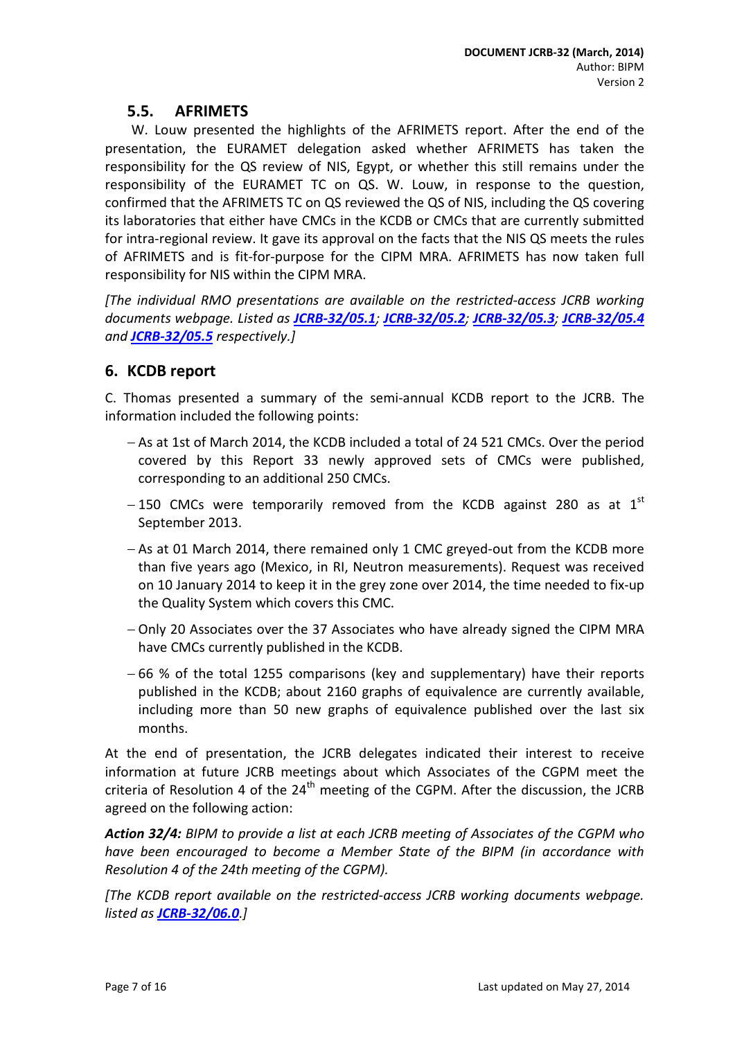## 5.5. AFRIMETS

W. Louw presented the highlights of the AFRIMETS report. After the end of the presentation, the EURAMET delegation asked whether AFRIMETS has taken the responsibility for the QS review of NIS, Egypt, or whether this still remains under the responsibility of the EURAMET TC on QS. W. Louw, in response to the question, confirmed that the AFRIMETS TC on QS reviewed the QS of NIS, including the QS covering its laboratories that either have CMCs in the KCDB or CMCs that are currently submitted for intra-regional review. It gave its approval on the facts that the NIS QS meets the rules of AFRIMETS and is fit-for-purpose for the CIPM MRA. AFRIMETS has now taken full responsibility for NIS within the CIPM MRA.

*[The individual RMO presentations are available on the restricted-access JCRB working documents webpage. Listed as **JCRB-32/05.1**; **JCRB-32/05.2**; **JCRB-32/05.3**; **JCRB-32/05.4** and **JCRB-32/05.5** respectively.]*

# 6. KCDB report

C. Thomas presented a summary of the semi-annual KCDB report to the JCRB. The information included the following points:

- As at 1st of March 2014, the KCDB included a total of 24 521 CMCs. Over the period covered by this Report 33 newly approved sets of CMCs were published, corresponding to an additional 250 CMCs.
- 150 CMCs were temporarily removed from the KCDB against 280 as at 1st September 2013.
- As at 01 March 2014, there remained only 1 CMC greyed-out from the KCDB more than five years ago (Mexico, in RI, Neutron measurements). Request was received on 10 January 2014 to keep it in the grey zone over 2014, the time needed to fix-up the Quality System which covers this CMC.
- Only 20 Associates over the 37 Associates who have already signed the CIPM MRA have CMCs currently published in the KCDB.
- 66 % of the total 1255 comparisons (key and supplementary) have their reports published in the KCDB; about 2160 graphs of equivalence are currently available, including more than 50 new graphs of equivalence published over the last six months.

At the end of presentation, the JCRB delegates indicated their interest to receive information at future JCRB meetings about which Associates of the CGPM meet the criteria of Resolution 4 of the 24th meeting of the CGPM. After the discussion, the JCRB agreed on the following action:

***Action 32/4:** BIPM to provide a list at each JCRB meeting of Associates of the CGPM who have been encouraged to become a Member State of the BIPM (in accordance with Resolution 4 of the 24th meeting of the CGPM).*

*[The KCDB report available on the restricted-access JCRB working documents webpage. listed as **JCRB-32/06.0**.]*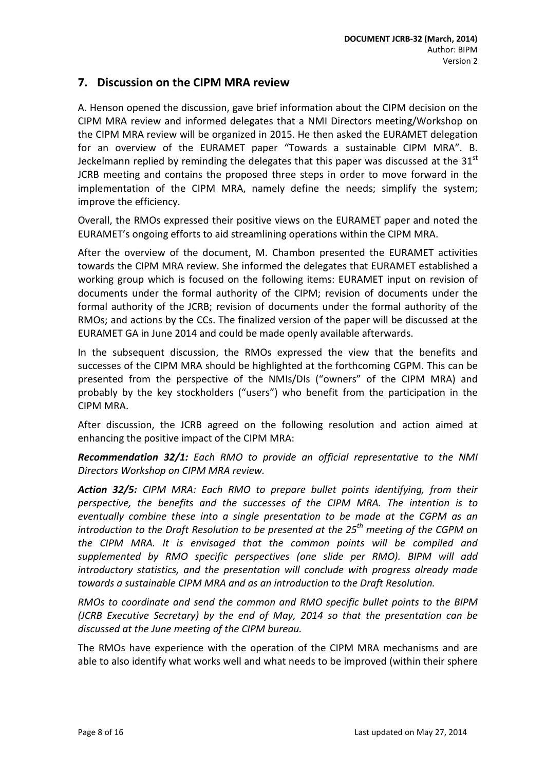## 7. Discussion on the CIPM MRA review

A. Henson opened the discussion, gave brief information about the CIPM decision on the CIPM MRA review and informed delegates that a NMI Directors meeting/Workshop on the CIPM MRA review will be organized in 2015. He then asked the EURAMET delegation for an overview of the EURAMET paper "Towards a sustainable CIPM MRA". B. Jeckelmann replied by reminding the delegates that this paper was discussed at the 31st JCRB meeting and contains the proposed three steps in order to move forward in the implementation of the CIPM MRA, namely define the needs; simplify the system; improve the efficiency.

Overall, the RMOs expressed their positive views on the EURAMET paper and noted the EURAMET's ongoing efforts to aid streamlining operations within the CIPM MRA.

After the overview of the document, M. Chambon presented the EURAMET activities towards the CIPM MRA review. She informed the delegates that EURAMET established a working group which is focused on the following items: EURAMET input on revision of documents under the formal authority of the CIPM; revision of documents under the formal authority of the JCRB; revision of documents under the formal authority of the RMOs; and actions by the CCs. The finalized version of the paper will be discussed at the EURAMET GA in June 2014 and could be made openly available afterwards.

In the subsequent discussion, the RMOs expressed the view that the benefits and successes of the CIPM MRA should be highlighted at the forthcoming CGPM. This can be presented from the perspective of the NMIs/DIs ("owners" of the CIPM MRA) and probably by the key stockholders ("users") who benefit from the participation in the CIPM MRA.

After discussion, the JCRB agreed on the following resolution and action aimed at enhancing the positive impact of the CIPM MRA:

***Recommendation 32/1:*** *Each RMO to provide an official representative to the NMI Directors Workshop on CIPM MRA review.*

***Action 32/5:*** *CIPM MRA: Each RMO to prepare bullet points identifying, from their perspective, the benefits and the successes of the CIPM MRA. The intention is to eventually combine these into a single presentation to be made at the CGPM as an introduction to the Draft Resolution to be presented at the 25th meeting of the CGPM on the CIPM MRA. It is envisaged that the common points will be compiled and supplemented by RMO specific perspectives (one slide per RMO). BIPM will add introductory statistics, and the presentation will conclude with progress already made towards a sustainable CIPM MRA and as an introduction to the Draft Resolution.*

*RMOs to coordinate and send the common and RMO specific bullet points to the BIPM (JCRB Executive Secretary) by the end of May, 2014 so that the presentation can be discussed at the June meeting of the CIPM bureau.*

The RMOs have experience with the operation of the CIPM MRA mechanisms and are able to also identify what works well and what needs to be improved (within their sphere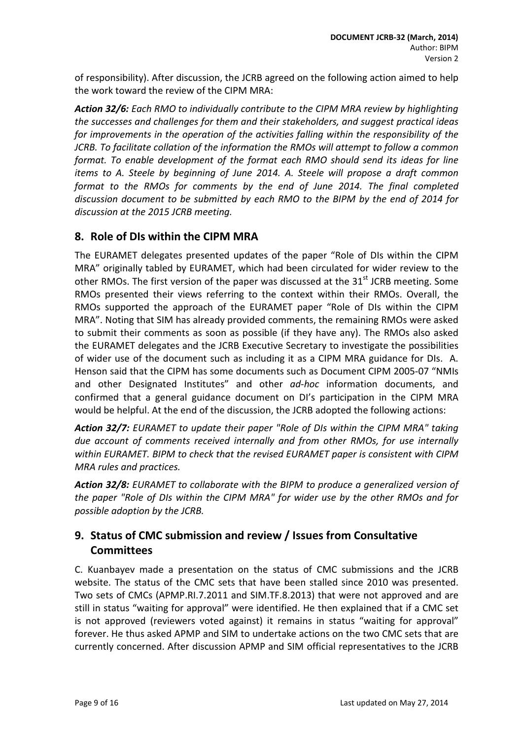of responsibility). After discussion, the JCRB agreed on the following action aimed to help the work toward the review of the CIPM MRA:

***Action 32/6:*** *Each RMO to individually contribute to the CIPM MRA review by highlighting the successes and challenges for them and their stakeholders, and suggest practical ideas for improvements in the operation of the activities falling within the responsibility of the JCRB. To facilitate collation of the information the RMOs will attempt to follow a common format. To enable development of the format each RMO should send its ideas for line items to A. Steele by beginning of June 2014. A. Steele will propose a draft common format to the RMOs for comments by the end of June 2014. The final completed discussion document to be submitted by each RMO to the BIPM by the end of 2014 for discussion at the 2015 JCRB meeting.*

## 8. Role of DIs within the CIPM MRA

The EURAMET delegates presented updates of the paper "Role of DIs within the CIPM MRA" originally tabled by EURAMET, which had been circulated for wider review to the other RMOs. The first version of the paper was discussed at the 31st JCRB meeting. Some RMOs presented their views referring to the context within their RMOs. Overall, the RMOs supported the approach of the EURAMET paper "Role of DIs within the CIPM MRA". Noting that SIM has already provided comments, the remaining RMOs were asked to submit their comments as soon as possible (if they have any). The RMOs also asked the EURAMET delegates and the JCRB Executive Secretary to investigate the possibilities of wider use of the document such as including it as a CIPM MRA guidance for DIs. A. Henson said that the CIPM has some documents such as Document CIPM 2005-07 "NMIs and other Designated Institutes" and other *ad-hoc* information documents, and confirmed that a general guidance document on DI's participation in the CIPM MRA would be helpful. At the end of the discussion, the JCRB adopted the following actions:

***Action 32/7:*** *EURAMET to update their paper "Role of DIs within the CIPM MRA" taking due account of comments received internally and from other RMOs, for use internally within EURAMET. BIPM to check that the revised EURAMET paper is consistent with CIPM MRA rules and practices.*

***Action 32/8:*** *EURAMET to collaborate with the BIPM to produce a generalized version of the paper "Role of DIs within the CIPM MRA" for wider use by the other RMOs and for possible adoption by the JCRB.*

## 9. Status of CMC submission and review / Issues from Consultative Committees

C. Kuanbayev made a presentation on the status of CMC submissions and the JCRB website. The status of the CMC sets that have been stalled since 2010 was presented. Two sets of CMCs (APMP.RI.7.2011 and SIM.TF.8.2013) that were not approved and are still in status "waiting for approval" were identified. He then explained that if a CMC set is not approved (reviewers voted against) it remains in status "waiting for approval" forever. He thus asked APMP and SIM to undertake actions on the two CMC sets that are currently concerned. After discussion APMP and SIM official representatives to the JCRB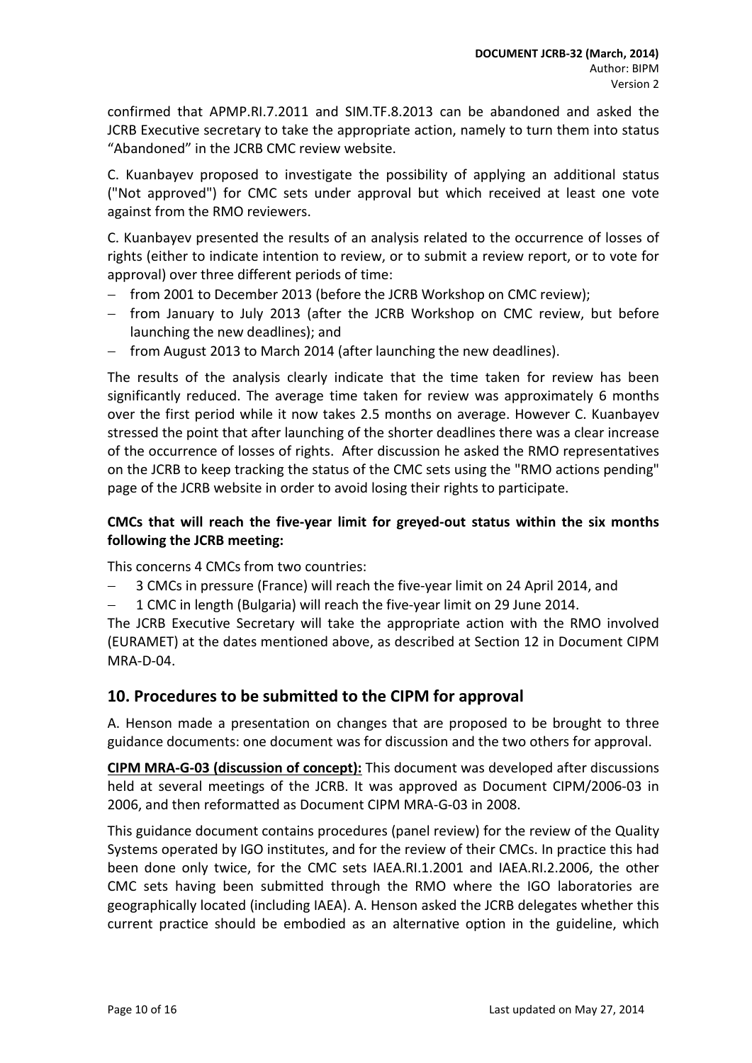confirmed that APMP.RI.7.2011 and SIM.TF.8.2013 can be abandoned and asked the JCRB Executive secretary to take the appropriate action, namely to turn them into status “Abandoned” in the JCRB CMC review website.

C. Kuanbayev proposed to investigate the possibility of applying an additional status ("Not approved") for CMC sets under approval but which received at least one vote against from the RMO reviewers.

C. Kuanbayev presented the results of an analysis related to the occurrence of losses of rights (either to indicate intention to review, or to submit a review report, or to vote for approval) over three different periods of time:

- from 2001 to December 2013 (before the JCRB Workshop on CMC review);
- from January to July 2013 (after the JCRB Workshop on CMC review, but before launching the new deadlines); and
- from August 2013 to March 2014 (after launching the new deadlines).

The results of the analysis clearly indicate that the time taken for review has been significantly reduced. The average time taken for review was approximately 6 months over the first period while it now takes 2.5 months on average. However C. Kuanbayev stressed the point that after launching of the shorter deadlines there was a clear increase of the occurrence of losses of rights. After discussion he asked the RMO representatives on the JCRB to keep tracking the status of the CMC sets using the "RMO actions pending" page of the JCRB website in order to avoid losing their rights to participate.

**CMCs that will reach the five-year limit for greyed-out status within the six months following the JCRB meeting:**

This concerns 4 CMCs from two countries:

- 3 CMCs in pressure (France) will reach the five-year limit on 24 April 2014, and
- 1 CMC in length (Bulgaria) will reach the five-year limit on 29 June 2014.

The JCRB Executive Secretary will take the appropriate action with the RMO involved (EURAMET) at the dates mentioned above, as described at Section 12 in Document CIPM MRA-D-04.

## 10. Procedures to be submitted to the CIPM for approval

A. Henson made a presentation on changes that are proposed to be brought to three guidance documents: one document was for discussion and the two others for approval.

**CIPM MRA-G-03 (discussion of concept):** This document was developed after discussions held at several meetings of the JCRB. It was approved as Document CIPM/2006-03 in 2006, and then reformatted as Document CIPM MRA-G-03 in 2008.

This guidance document contains procedures (panel review) for the review of the Quality Systems operated by IGO institutes, and for the review of their CMCs. In practice this had been done only twice, for the CMC sets IAEA.RI.1.2001 and IAEA.RI.2.2006, the other CMC sets having been submitted through the RMO where the IGO laboratories are geographically located (including IAEA). A. Henson asked the JCRB delegates whether this current practice should be embodied as an alternative option in the guideline, which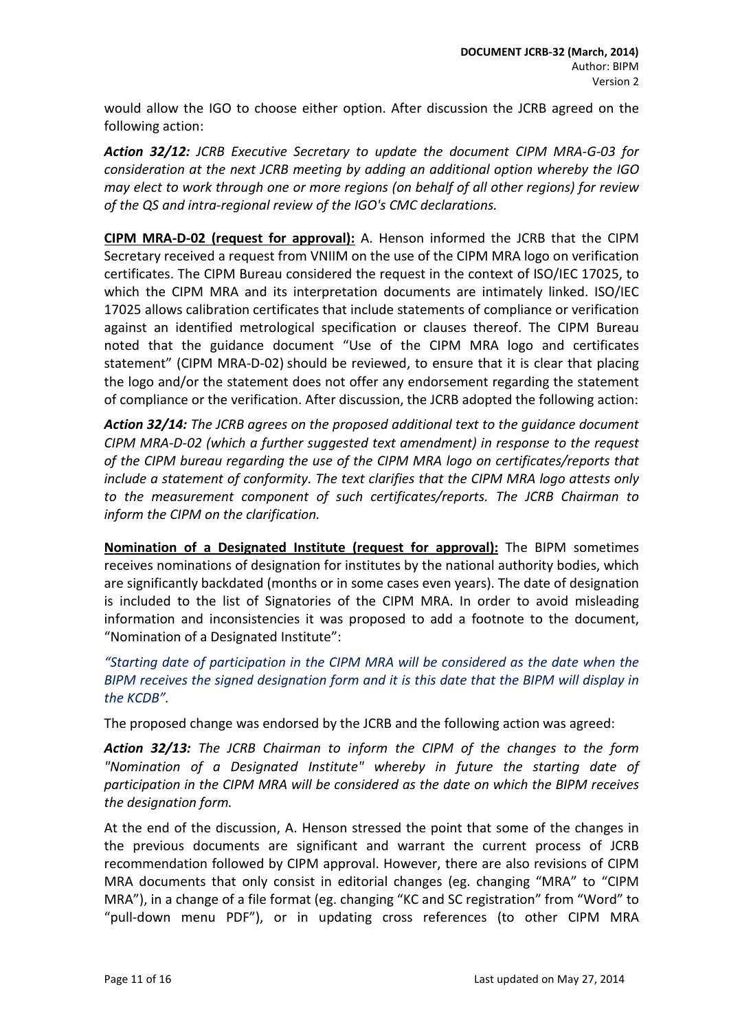would allow the IGO to choose either option. After discussion the JCRB agreed on the following action:

***Action 32/12:** JCRB Executive Secretary to update the document CIPM MRA-G-03 for consideration at the next JCRB meeting by adding an additional option whereby the IGO may elect to work through one or more regions (on behalf of all other regions) for review of the QS and intra-regional review of the IGO's CMC declarations.*

**CIPM MRA-D-02 (request for approval):** A. Henson informed the JCRB that the CIPM Secretary received a request from VNIIM on the use of the CIPM MRA logo on verification certificates. The CIPM Bureau considered the request in the context of ISO/IEC 17025, to which the CIPM MRA and its interpretation documents are intimately linked. ISO/IEC 17025 allows calibration certificates that include statements of compliance or verification against an identified metrological specification or clauses thereof. The CIPM Bureau noted that the guidance document "Use of the CIPM MRA logo and certificates statement" (CIPM MRA-D-02) should be reviewed, to ensure that it is clear that placing the logo and/or the statement does not offer any endorsement regarding the statement of compliance or the verification. After discussion, the JCRB adopted the following action:

***Action 32/14:** The JCRB agrees on the proposed additional text to the guidance document CIPM MRA-D-02 (which a further suggested text amendment) in response to the request of the CIPM bureau regarding the use of the CIPM MRA logo on certificates/reports that include a statement of conformity. The text clarifies that the CIPM MRA logo attests only to the measurement component of such certificates/reports. The JCRB Chairman to inform the CIPM on the clarification.*

**Nomination of a Designated Institute (request for approval):** The BIPM sometimes receives nominations of designation for institutes by the national authority bodies, which are significantly backdated (months or in some cases even years). The date of designation is included to the list of Signatories of the CIPM MRA. In order to avoid misleading information and inconsistencies it was proposed to add a footnote to the document, "Nomination of a Designated Institute":

*"Starting date of participation in the CIPM MRA will be considered as the date when the BIPM receives the signed designation form and it is this date that the BIPM will display in the KCDB".*

The proposed change was endorsed by the JCRB and the following action was agreed:

***Action 32/13:** The JCRB Chairman to inform the CIPM of the changes to the form "Nomination of a Designated Institute" whereby in future the starting date of participation in the CIPM MRA will be considered as the date on which the BIPM receives the designation form.*

At the end of the discussion, A. Henson stressed the point that some of the changes in the previous documents are significant and warrant the current process of JCRB recommendation followed by CIPM approval. However, there are also revisions of CIPM MRA documents that only consist in editorial changes (eg. changing "MRA" to "CIPM MRA"), in a change of a file format (eg. changing "KC and SC registration" from "Word" to "pull-down menu PDF"), or in updating cross references (to other CIPM MRA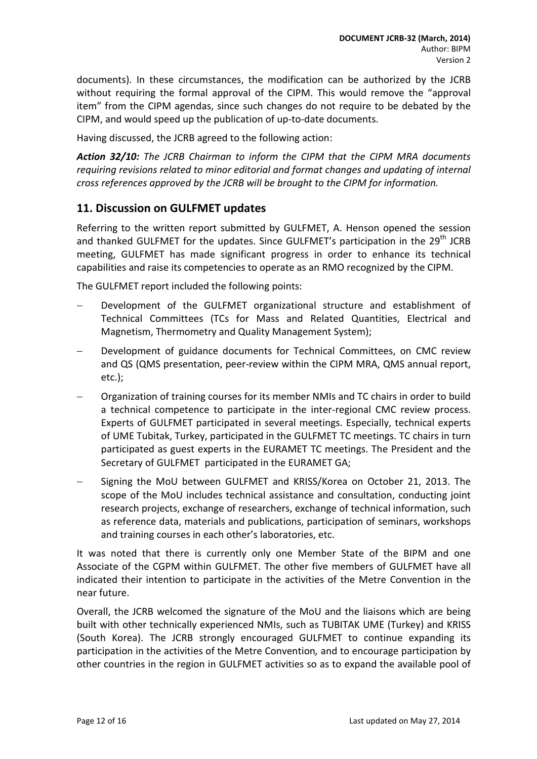documents). In these circumstances, the modification can be authorized by the JCRB without requiring the formal approval of the CIPM. This would remove the "approval item" from the CIPM agendas, since such changes do not require to be debated by the CIPM, and would speed up the publication of up-to-date documents.

Having discussed, the JCRB agreed to the following action:

***Action 32/10:*** *The JCRB Chairman to inform the CIPM that the CIPM MRA documents requiring revisions related to minor editorial and format changes and updating of internal cross references approved by the JCRB will be brought to the CIPM for information.*

## 11. Discussion on GULFMET updates

Referring to the written report submitted by GULFMET, A. Henson opened the session and thanked GULFMET for the updates. Since GULFMET's participation in the 29th JCRB meeting, GULFMET has made significant progress in order to enhance its technical capabilities and raise its competencies to operate as an RMO recognized by the CIPM.

The GULFMET report included the following points:

- Development of the GULFMET organizational structure and establishment of Technical Committees (TCs for Mass and Related Quantities, Electrical and Magnetism, Thermometry and Quality Management System);
- Development of guidance documents for Technical Committees, on CMC review and QS (QMS presentation, peer-review within the CIPM MRA, QMS annual report, etc.);
- Organization of training courses for its member NMIs and TC chairs in order to build a technical competence to participate in the inter-regional CMC review process. Experts of GULFMET participated in several meetings. Especially, technical experts of UME Tubitak, Turkey, participated in the GULFMET TC meetings. TC chairs in turn participated as guest experts in the EURAMET TC meetings. The President and the Secretary of GULFMET participated in the EURAMET GA;
- Signing the MoU between GULFMET and KRISS/Korea on October 21, 2013. The scope of the MoU includes technical assistance and consultation, conducting joint research projects, exchange of researchers, exchange of technical information, such as reference data, materials and publications, participation of seminars, workshops and training courses in each other's laboratories, etc.

It was noted that there is currently only one Member State of the BIPM and one Associate of the CGPM within GULFMET. The other five members of GULFMET have all indicated their intention to participate in the activities of the Metre Convention in the near future.

Overall, the JCRB welcomed the signature of the MoU and the liaisons which are being built with other technically experienced NMIs, such as TUBITAK UME (Turkey) and KRISS (South Korea). The JCRB strongly encouraged GULFMET to continue expanding its participation in the activities of the Metre Convention*,* and to encourage participation by other countries in the region in GULFMET activities so as to expand the available pool of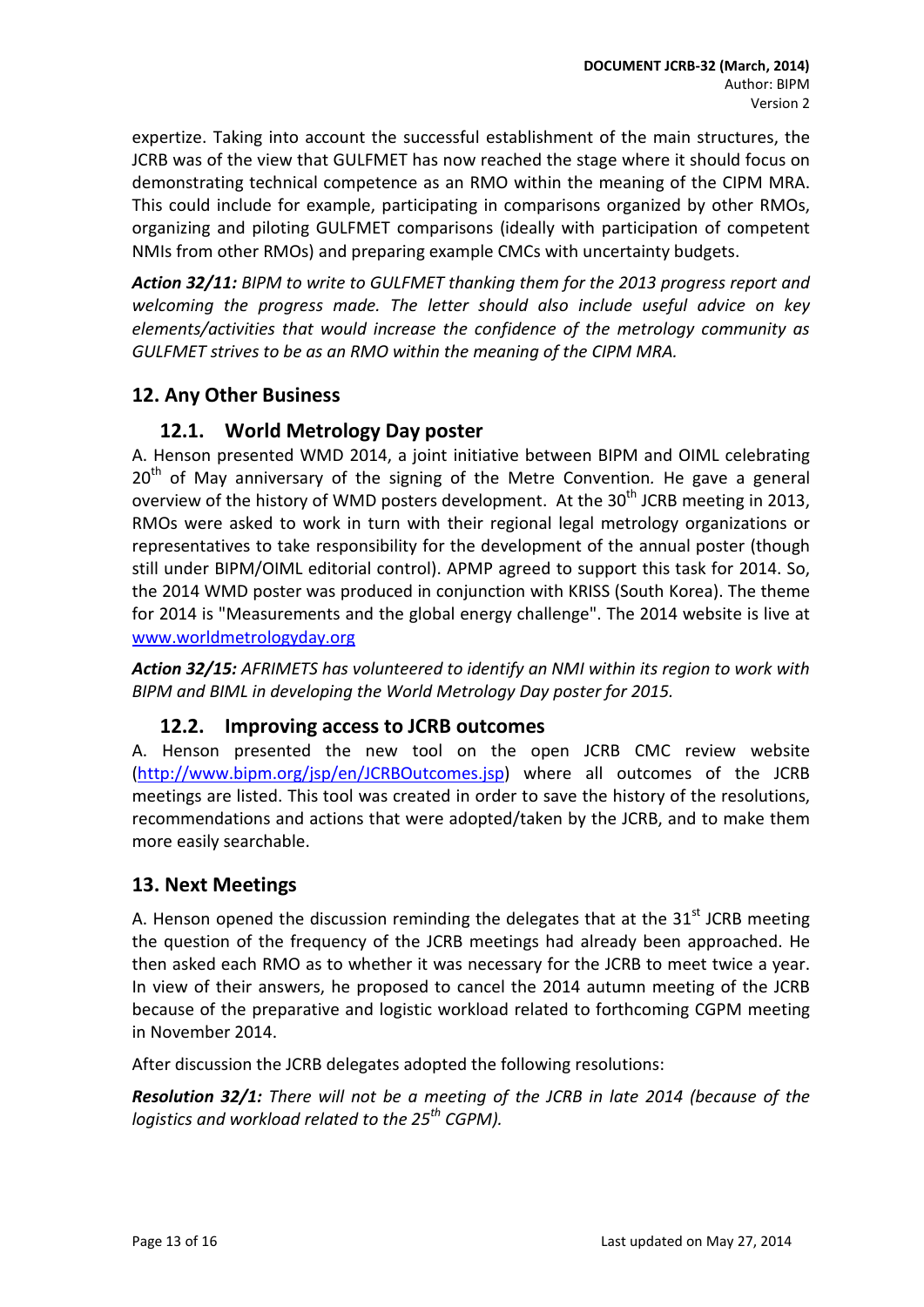expertize. Taking into account the successful establishment of the main structures, the JCRB was of the view that GULFMET has now reached the stage where it should focus on demonstrating technical competence as an RMO within the meaning of the CIPM MRA. This could include for example, participating in comparisons organized by other RMOs, organizing and piloting GULFMET comparisons (ideally with participation of competent NMIs from other RMOs) and preparing example CMCs with uncertainty budgets.

***Action 32/11:*** *BIPM to write to GULFMET thanking them for the 2013 progress report and welcoming the progress made. The letter should also include useful advice on key elements/activities that would increase the confidence of the metrology community as GULFMET strives to be as an RMO within the meaning of the CIPM MRA.*

## 12. Any Other Business

### 12.1. World Metrology Day poster

A. Henson presented WMD 2014, a joint initiative between BIPM and OIML celebrating 20th of May anniversary of the signing of the Metre Convention. He gave a general overview of the history of WMD posters development. At the 30th JCRB meeting in 2013, RMOs were asked to work in turn with their regional legal metrology organizations or representatives to take responsibility for the development of the annual poster (though still under BIPM/OIML editorial control). APMP agreed to support this task for 2014. So, the 2014 WMD poster was produced in conjunction with KRISS (South Korea). The theme for 2014 is "Measurements and the global energy challenge". The 2014 website is live at www.worldmetrologyday.org

***Action 32/15:*** *AFRIMETS has volunteered to identify an NMI within its region to work with BIPM and BIML in developing the World Metrology Day poster for 2015.*

### 12.2. Improving access to JCRB outcomes

A. Henson presented the new tool on the open JCRB CMC review website (http://www.bipm.org/jsp/en/JCRBOutcomes.jsp) where all outcomes of the JCRB meetings are listed. This tool was created in order to save the history of the resolutions, recommendations and actions that were adopted/taken by the JCRB, and to make them more easily searchable.

## 13. Next Meetings

A. Henson opened the discussion reminding the delegates that at the 31st JCRB meeting the question of the frequency of the JCRB meetings had already been approached. He then asked each RMO as to whether it was necessary for the JCRB to meet twice a year. In view of their answers, he proposed to cancel the 2014 autumn meeting of the JCRB because of the preparative and logistic workload related to forthcoming CGPM meeting in November 2014.

After discussion the JCRB delegates adopted the following resolutions:

***Resolution 32/1:*** *There will not be a meeting of the JCRB in late 2014 (because of the logistics and workload related to the 25th CGPM).*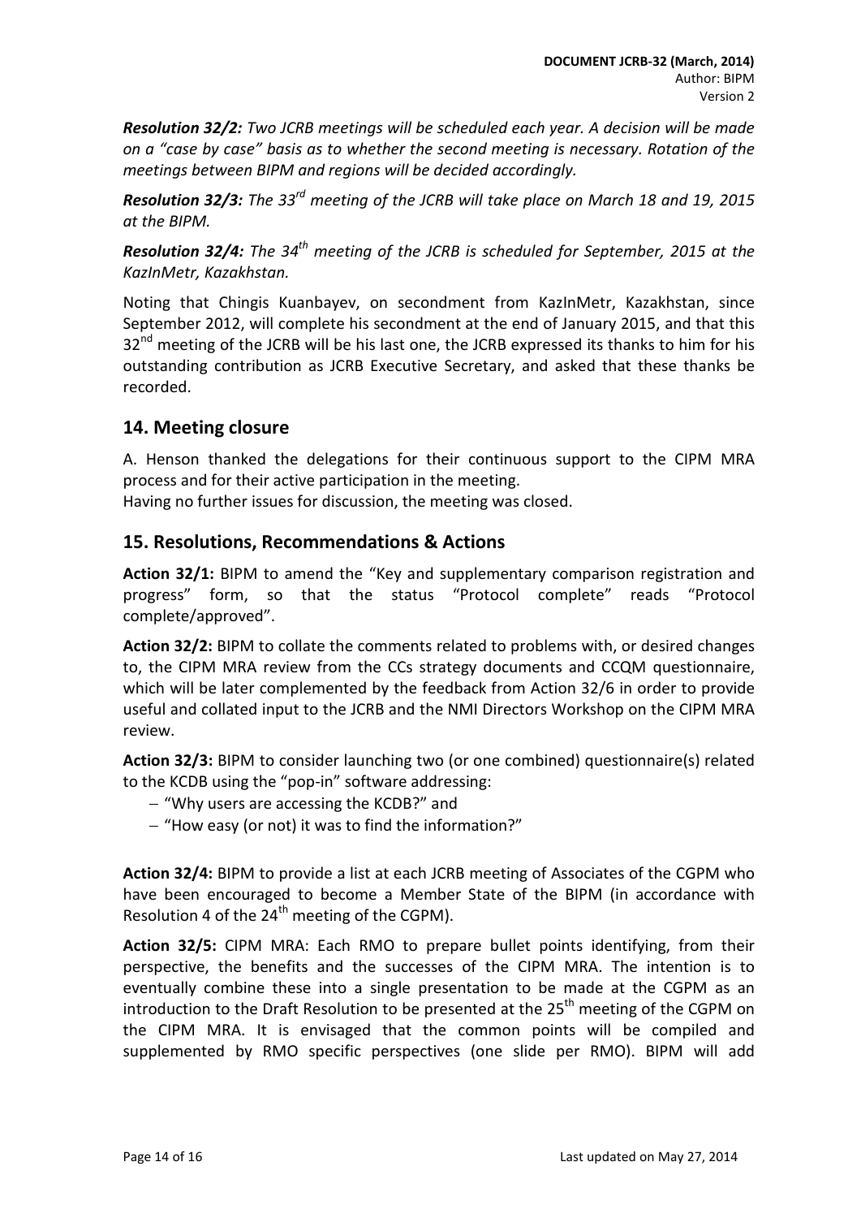***Resolution 32/2:*** *Two JCRB meetings will be scheduled each year. A decision will be made on a "case by case" basis as to whether the second meeting is necessary. Rotation of the meetings between BIPM and regions will be decided accordingly.*

***Resolution 32/3:*** *The 33rd meeting of the JCRB will take place on March 18 and 19, 2015 at the BIPM.*

***Resolution 32/4:*** *The 34th meeting of the JCRB is scheduled for September, 2015 at the KazInMetr, Kazakhstan.*

Noting that Chingis Kuanbayev, on secondment from KazInMetr, Kazakhstan, since September 2012, will complete his secondment at the end of January 2015, and that this 32nd meeting of the JCRB will be his last one, the JCRB expressed its thanks to him for his outstanding contribution as JCRB Executive Secretary, and asked that these thanks be recorded.

## 14. Meeting closure

A. Henson thanked the delegations for their continuous support to the CIPM MRA process and for their active participation in the meeting.
Having no further issues for discussion, the meeting was closed.

## 15. Resolutions, Recommendations & Actions

**Action 32/1:** BIPM to amend the "Key and supplementary comparison registration and progress" form, so that the status "Protocol complete" reads "Protocol complete/approved".

**Action 32/2:** BIPM to collate the comments related to problems with, or desired changes to, the CIPM MRA review from the CCs strategy documents and CCQM questionnaire, which will be later complemented by the feedback from Action 32/6 in order to provide useful and collated input to the JCRB and the NMI Directors Workshop on the CIPM MRA review.

**Action 32/3:** BIPM to consider launching two (or one combined) questionnaire(s) related to the KCDB using the "pop-in" software addressing:

- "Why users are accessing the KCDB?" and
- "How easy (or not) it was to find the information?"

**Action 32/4:** BIPM to provide a list at each JCRB meeting of Associates of the CGPM who have been encouraged to become a Member State of the BIPM (in accordance with Resolution 4 of the 24th meeting of the CGPM).

**Action 32/5:** CIPM MRA: Each RMO to prepare bullet points identifying, from their perspective, the benefits and the successes of the CIPM MRA. The intention is to eventually combine these into a single presentation to be made at the CGPM as an introduction to the Draft Resolution to be presented at the 25th meeting of the CGPM on the CIPM MRA. It is envisaged that the common points will be compiled and supplemented by RMO specific perspectives (one slide per RMO). BIPM will add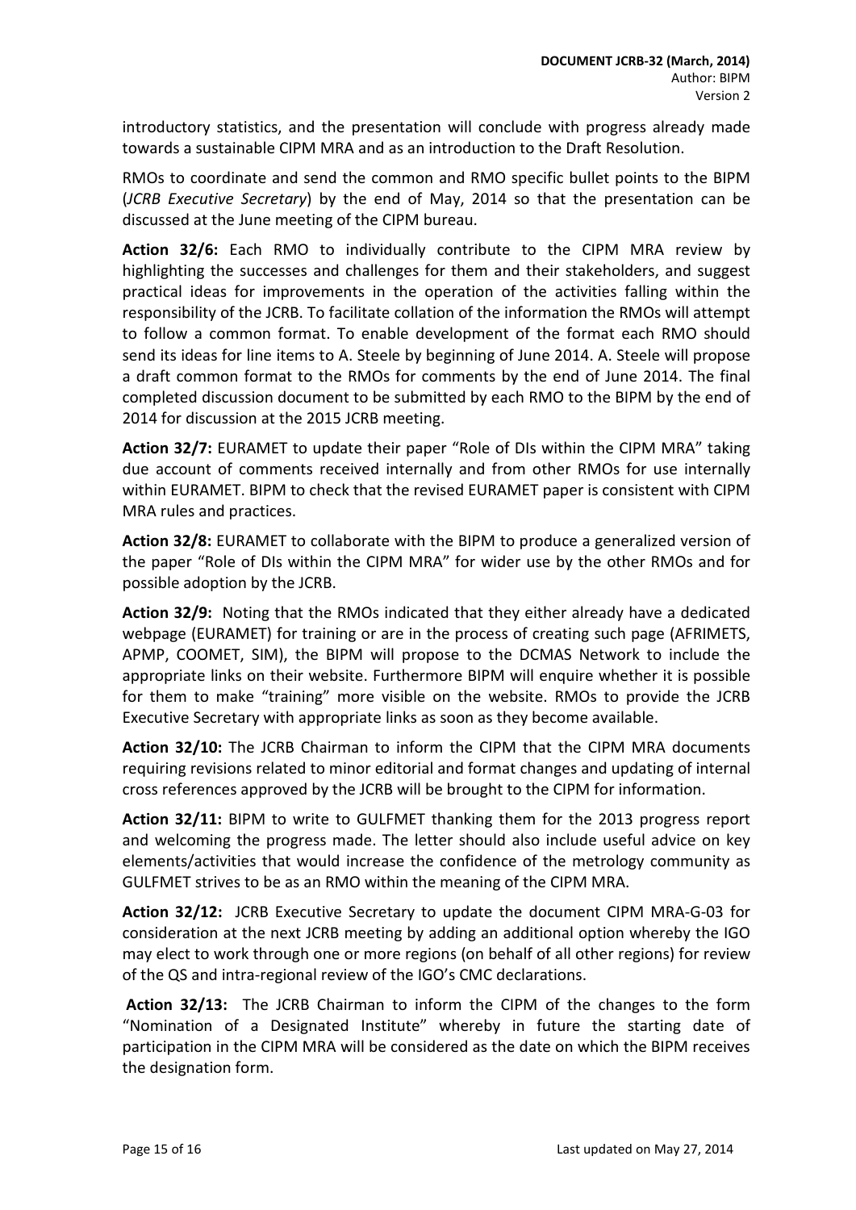introductory statistics, and the presentation will conclude with progress already made towards a sustainable CIPM MRA and as an introduction to the Draft Resolution.

RMOs to coordinate and send the common and RMO specific bullet points to the BIPM (*JCRB Executive Secretary*) by the end of May, 2014 so that the presentation can be discussed at the June meeting of the CIPM bureau.

**Action 32/6:** Each RMO to individually contribute to the CIPM MRA review by highlighting the successes and challenges for them and their stakeholders, and suggest practical ideas for improvements in the operation of the activities falling within the responsibility of the JCRB. To facilitate collation of the information the RMOs will attempt to follow a common format. To enable development of the format each RMO should send its ideas for line items to A. Steele by beginning of June 2014. A. Steele will propose a draft common format to the RMOs for comments by the end of June 2014. The final completed discussion document to be submitted by each RMO to the BIPM by the end of 2014 for discussion at the 2015 JCRB meeting.

**Action 32/7:** EURAMET to update their paper "Role of DIs within the CIPM MRA" taking due account of comments received internally and from other RMOs for use internally within EURAMET. BIPM to check that the revised EURAMET paper is consistent with CIPM MRA rules and practices.

**Action 32/8:** EURAMET to collaborate with the BIPM to produce a generalized version of the paper "Role of DIs within the CIPM MRA" for wider use by the other RMOs and for possible adoption by the JCRB.

**Action 32/9:** Noting that the RMOs indicated that they either already have a dedicated webpage (EURAMET) for training or are in the process of creating such page (AFRIMETS, APMP, COOMET, SIM), the BIPM will propose to the DCMAS Network to include the appropriate links on their website. Furthermore BIPM will enquire whether it is possible for them to make "training" more visible on the website. RMOs to provide the JCRB Executive Secretary with appropriate links as soon as they become available.

**Action 32/10:** The JCRB Chairman to inform the CIPM that the CIPM MRA documents requiring revisions related to minor editorial and format changes and updating of internal cross references approved by the JCRB will be brought to the CIPM for information.

**Action 32/11:** BIPM to write to GULFMET thanking them for the 2013 progress report and welcoming the progress made. The letter should also include useful advice on key elements/activities that would increase the confidence of the metrology community as GULFMET strives to be as an RMO within the meaning of the CIPM MRA.

**Action 32/12:** JCRB Executive Secretary to update the document CIPM MRA-G-03 for consideration at the next JCRB meeting by adding an additional option whereby the IGO may elect to work through one or more regions (on behalf of all other regions) for review of the QS and intra-regional review of the IGO's CMC declarations.

**Action 32/13:** The JCRB Chairman to inform the CIPM of the changes to the form "Nomination of a Designated Institute" whereby in future the starting date of participation in the CIPM MRA will be considered as the date on which the BIPM receives the designation form.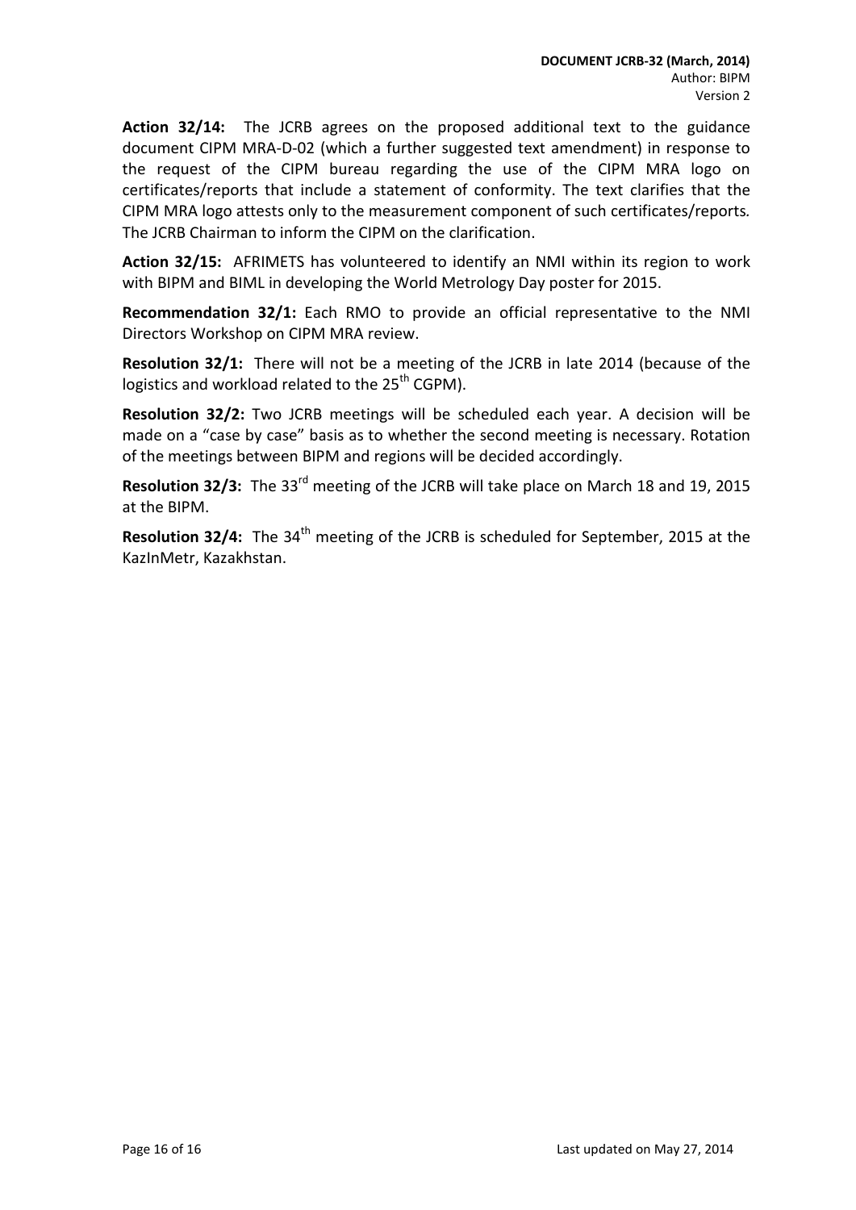**Action 32/14:** The JCRB agrees on the proposed additional text to the guidance document CIPM MRA-D-02 (which a further suggested text amendment) in response to the request of the CIPM bureau regarding the use of the CIPM MRA logo on certificates/reports that include a statement of conformity. The text clarifies that the CIPM MRA logo attests only to the measurement component of such certificates/reports. The JCRB Chairman to inform the CIPM on the clarification.

**Action 32/15:** AFRIMETS has volunteered to identify an NMI within its region to work with BIPM and BIML in developing the World Metrology Day poster for 2015.

**Recommendation 32/1:** Each RMO to provide an official representative to the NMI Directors Workshop on CIPM MRA review.

**Resolution 32/1:** There will not be a meeting of the JCRB in late 2014 (because of the logistics and workload related to the 25th CGPM).

**Resolution 32/2:** Two JCRB meetings will be scheduled each year. A decision will be made on a "case by case" basis as to whether the second meeting is necessary. Rotation of the meetings between BIPM and regions will be decided accordingly.

**Resolution 32/3:** The 33rd meeting of the JCRB will take place on March 18 and 19, 2015 at the BIPM.

**Resolution 32/4:** The 34th meeting of the JCRB is scheduled for September, 2015 at the KazInMetr, Kazakhstan.